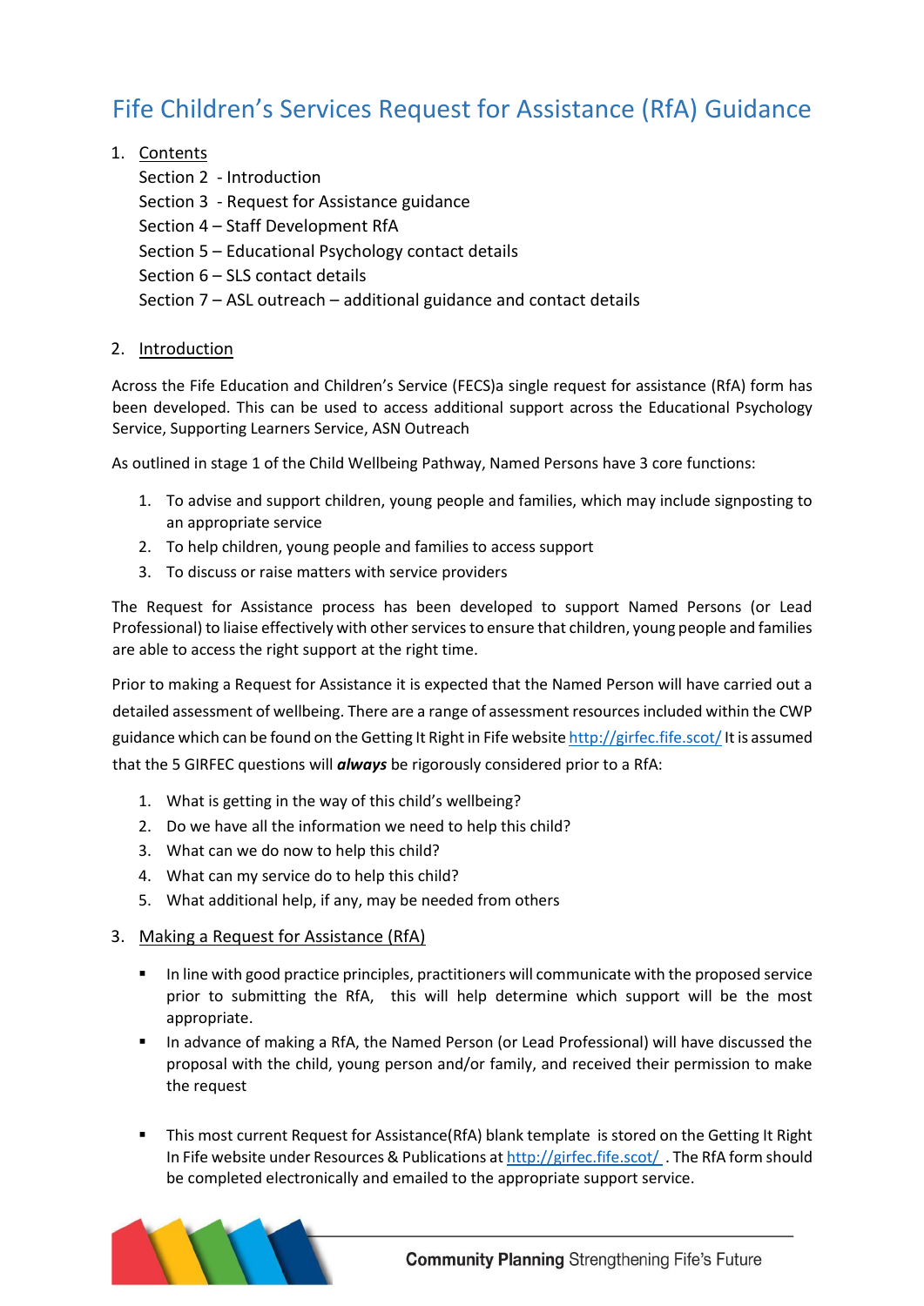# Fife Children's Services Request for Assistance (RfA) Guidance

1. Contents

   Section 2 - Introduction

   Section 3 - Request for Assistance guidance

   Section 4 – Staff Development RfA

   Section 5 – Educational Psychology contact details

   Section 6 – SLS contact details

   Section 7 – ASL outreach – additional guidance and contact details

2. Introduction

Across the Fife Education and Children's Service (FECS)a single request for assistance (RfA) form has been developed. This can be used to access additional support across the Educational Psychology Service, Supporting Learners Service, ASN Outreach

As outlined in stage 1 of the Child Wellbeing Pathway, Named Persons have 3 core functions:

1. To advise and support children, young people and families, which may include signposting to an appropriate service
2. To help children, young people and families to access support
3. To discuss or raise matters with service providers

The Request for Assistance process has been developed to support Named Persons (or Lead Professional) to liaise effectively with other services to ensure that children, young people and families are able to access the right support at the right time.

Prior to making a Request for Assistance it is expected that the Named Person will have carried out a detailed assessment of wellbeing. There are a range of assessment resources included within the CWP guidance which can be found on the Getting It Right in Fife website http://girfec.fife.scot/ It is assumed that the 5 GIRFEC questions will ***always*** be rigorously considered prior to a RfA:

1. What is getting in the way of this child's wellbeing?
2. Do we have all the information we need to help this child?
3. What can we do now to help this child?
4. What can my service do to help this child?
5. What additional help, if any, may be needed from others

3. Making a Request for Assistance (RfA)

- In line with good practice principles, practitioners will communicate with the proposed service prior to submitting the RfA, this will help determine which support will be the most appropriate.
- In advance of making a RfA, the Named Person (or Lead Professional) will have discussed the proposal with the child, young person and/or family, and received their permission to make the request
- This most current Request for Assistance(RfA) blank template is stored on the Getting It Right In Fife website under Resources & Publications at http://girfec.fife.scot/ . The RfA form should be completed electronically and emailed to the appropriate support service.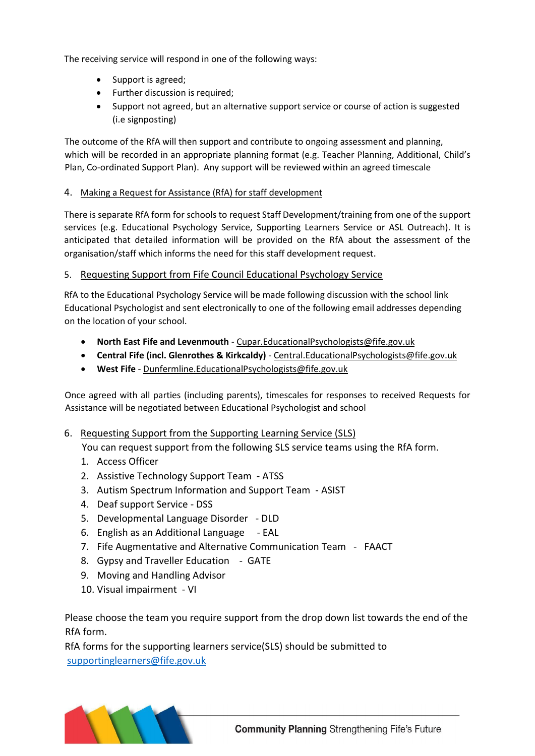The receiving service will respond in one of the following ways:

- Support is agreed;
- Further discussion is required;
- Support not agreed, but an alternative support service or course of action is suggested (i.e signposting)

The outcome of the RfA will then support and contribute to ongoing assessment and planning, which will be recorded in an appropriate planning format (e.g. Teacher Planning, Additional, Child's Plan, Co-ordinated Support Plan). Any support will be reviewed within an agreed timescale

## 4. Making a Request for Assistance (RfA) for staff development

There is separate RfA form for schools to request Staff Development/training from one of the support services (e.g. Educational Psychology Service, Supporting Learners Service or ASL Outreach). It is anticipated that detailed information will be provided on the RfA about the assessment of the organisation/staff which informs the need for this staff development request.

## 5. Requesting Support from Fife Council Educational Psychology Service

RfA to the Educational Psychology Service will be made following discussion with the school link Educational Psychologist and sent electronically to one of the following email addresses depending on the location of your school.

- **North East Fife and Levenmouth** - Cupar.EducationalPsychologists@fife.gov.uk
- **Central Fife (incl. Glenrothes & Kirkcaldy)** - Central.EducationalPsychologists@fife.gov.uk
- **West Fife** - Dunfermline.EducationalPsychologists@fife.gov.uk

Once agreed with all parties (including parents), timescales for responses to received Requests for Assistance will be negotiated between Educational Psychologist and school

## 6. Requesting Support from the Supporting Learning Service (SLS)

You can request support from the following SLS service teams using the RfA form.

1. Access Officer
2. Assistive Technology Support Team - ATSS
3. Autism Spectrum Information and Support Team - ASIST
4. Deaf support Service - DSS
5. Developmental Language Disorder - DLD
6. English as an Additional Language - EAL
7. Fife Augmentative and Alternative Communication Team - FAACT
8. Gypsy and Traveller Education - GATE
9. Moving and Handling Advisor
10. Visual impairment - VI

Please choose the team you require support from the drop down list towards the end of the RfA form.

RfA forms for the supporting learners service(SLS) should be submitted to supportinglearners@fife.gov.uk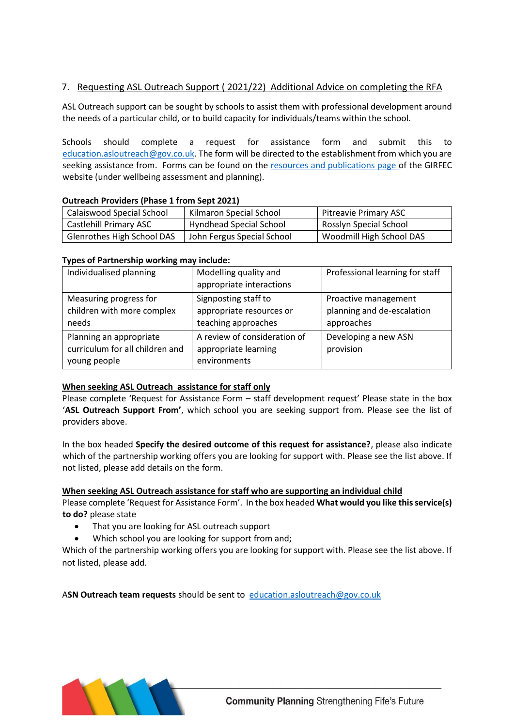## 7. Requesting ASL Outreach Support ( 2021/22) Additional Advice on completing the RFA

ASL Outreach support can be sought by schools to assist them with professional development around the needs of a particular child, or to build capacity for individuals/teams within the school.

Schools should complete a request for assistance form and submit this to education.asloutreach@gov.co.uk. The form will be directed to the establishment from which you are seeking assistance from. Forms can be found on the resources and publications page of the GIRFEC website (under wellbeing assessment and planning).

**Outreach Providers (Phase 1 from Sept 2021)**

| | | |
|---|---|---|
| Calaiswood Special School | Kilmaron Special School | Pitreavie Primary ASC |
| Castlehill Primary ASC | Hyndhead Special School | Rosslyn Special School |
| Glenrothes High School DAS | John Fergus Special School | Woodmill High School DAS |

**Types of Partnership working may include:**

| | | |
|---|---|---|
| Individualised planning | Modelling quality and appropriate interactions | Professional learning for staff |
| Measuring progress for children with more complex needs | Signposting staff to appropriate resources or teaching approaches | Proactive management planning and de-escalation approaches |
| Planning an appropriate curriculum for all children and young people | A review of consideration of appropriate learning environments | Developing a new ASN provision |

**When seeking ASL Outreach assistance for staff only**

Please complete 'Request for Assistance Form – staff development request' Please state in the box '**ASL Outreach Support From'**, which school you are seeking support from. Please see the list of providers above.

In the box headed **Specify the desired outcome of this request for assistance?**, please also indicate which of the partnership working offers you are looking for support with. Please see the list above. If not listed, please add details on the form.

**When seeking ASL Outreach assistance for staff who are supporting an individual child**

Please complete 'Request for Assistance Form'. In the box headed **What would you like this service(s) to do?** please state

- That you are looking for ASL outreach support
- Which school you are looking for support from and;

Which of the partnership working offers you are looking for support with. Please see the list above. If not listed, please add.

A**SN Outreach team requests** should be sent to education.asloutreach@gov.co.uk